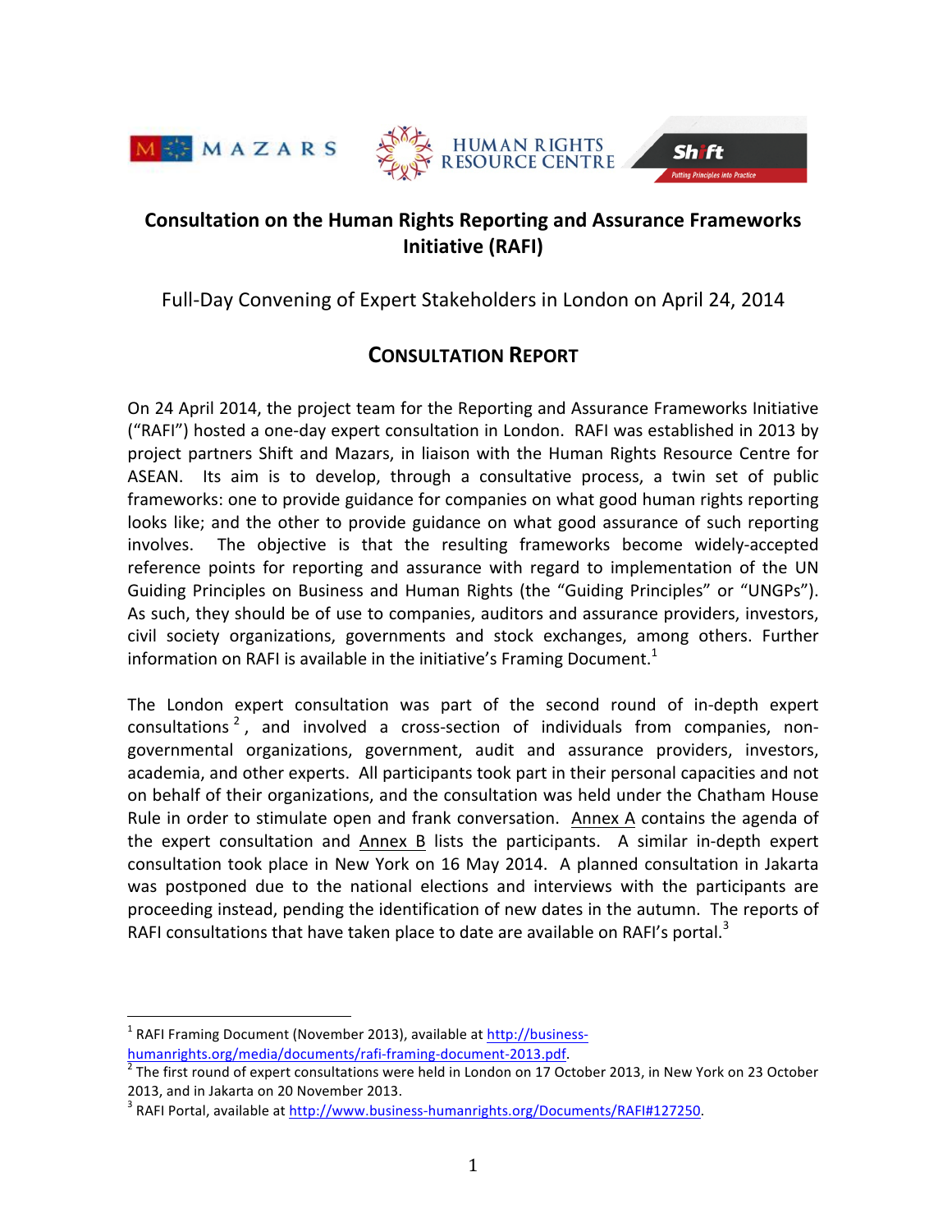# Consultation on the Human Rights Reporting and Assurance Frameworks Initiative (RAFI)

Full-Day Convening of Expert Stakeholders in London on April 24, 2014

## CONSULTATION REPORT

On 24 April 2014, the project team for the Reporting and Assurance Frameworks Initiative ("RAFI") hosted a one-day expert consultation in London. RAFI was established in 2013 by project partners Shift and Mazars, in liaison with the Human Rights Resource Centre for ASEAN. Its aim is to develop, through a consultative process, a twin set of public frameworks: one to provide guidance for companies on what good human rights reporting looks like; and the other to provide guidance on what good assurance of such reporting involves. The objective is that the resulting frameworks become widely-accepted reference points for reporting and assurance with regard to implementation of the UN Guiding Principles on Business and Human Rights (the "Guiding Principles" or "UNGPs"). As such, they should be of use to companies, auditors and assurance providers, investors, civil society organizations, governments and stock exchanges, among others. Further information on RAFI is available in the initiative's Framing Document.[1]

The London expert consultation was part of the second round of in-depth expert consultations[2], and involved a cross-section of individuals from companies, non-governmental organizations, government, audit and assurance providers, investors, academia, and other experts. All participants took part in their personal capacities and not on behalf of their organizations, and the consultation was held under the Chatham House Rule in order to stimulate open and frank conversation. Annex A contains the agenda of the expert consultation and Annex B lists the participants. A similar in-depth expert consultation took place in New York on 16 May 2014. A planned consultation in Jakarta was postponed due to the national elections and interviews with the participants are proceeding instead, pending the identification of new dates in the autumn. The reports of RAFI consultations that have taken place to date are available on RAFI's portal.[3]

---

[1] RAFI Framing Document (November 2013), available at http://business-humanrights.org/media/documents/rafi-framing-document-2013.pdf.

[2] The first round of expert consultations were held in London on 17 October 2013, in New York on 23 October 2013, and in Jakarta on 20 November 2013.

[3] RAFI Portal, available at http://www.business-humanrights.org/Documents/RAFI#127250.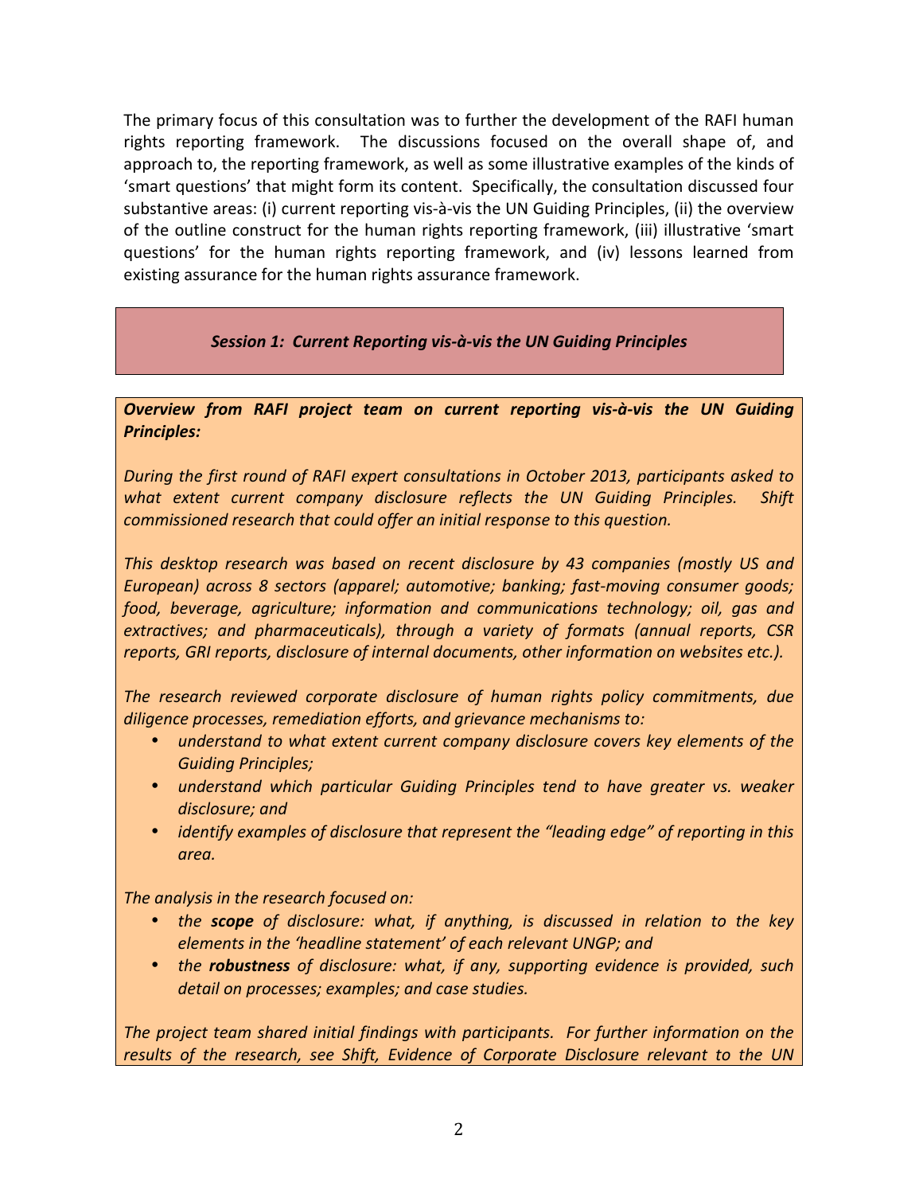The primary focus of this consultation was to further the development of the RAFI human rights reporting framework. The discussions focused on the overall shape of, and approach to, the reporting framework, as well as some illustrative examples of the kinds of 'smart questions' that might form its content. Specifically, the consultation discussed four substantive areas: (i) current reporting vis-à-vis the UN Guiding Principles, (ii) the overview of the outline construct for the human rights reporting framework, (iii) illustrative 'smart questions' for the human rights reporting framework, and (iv) lessons learned from existing assurance for the human rights assurance framework.

## *Session 1: Current Reporting vis-à-vis the UN Guiding Principles*

***Overview from RAFI project team on current reporting vis-à-vis the UN Guiding Principles:***

*During the first round of RAFI expert consultations in October 2013, participants asked to what extent current company disclosure reflects the UN Guiding Principles. Shift commissioned research that could offer an initial response to this question.*

*This desktop research was based on recent disclosure by 43 companies (mostly US and European) across 8 sectors (apparel; automotive; banking; fast-moving consumer goods; food, beverage, agriculture; information and communications technology; oil, gas and extractives; and pharmaceuticals), through a variety of formats (annual reports, CSR reports, GRI reports, disclosure of internal documents, other information on websites etc.).*

*The research reviewed corporate disclosure of human rights policy commitments, due diligence processes, remediation efforts, and grievance mechanisms to:*

- *understand to what extent current company disclosure covers key elements of the Guiding Principles;*
- *understand which particular Guiding Principles tend to have greater vs. weaker disclosure; and*
- *identify examples of disclosure that represent the "leading edge" of reporting in this area.*

*The analysis in the research focused on:*

- *the **scope** of disclosure: what, if anything, is discussed in relation to the key elements in the 'headline statement' of each relevant UNGP; and*
- *the **robustness** of disclosure: what, if any, supporting evidence is provided, such detail on processes; examples; and case studies.*

*The project team shared initial findings with participants. For further information on the results of the research, see Shift, Evidence of Corporate Disclosure relevant to the UN*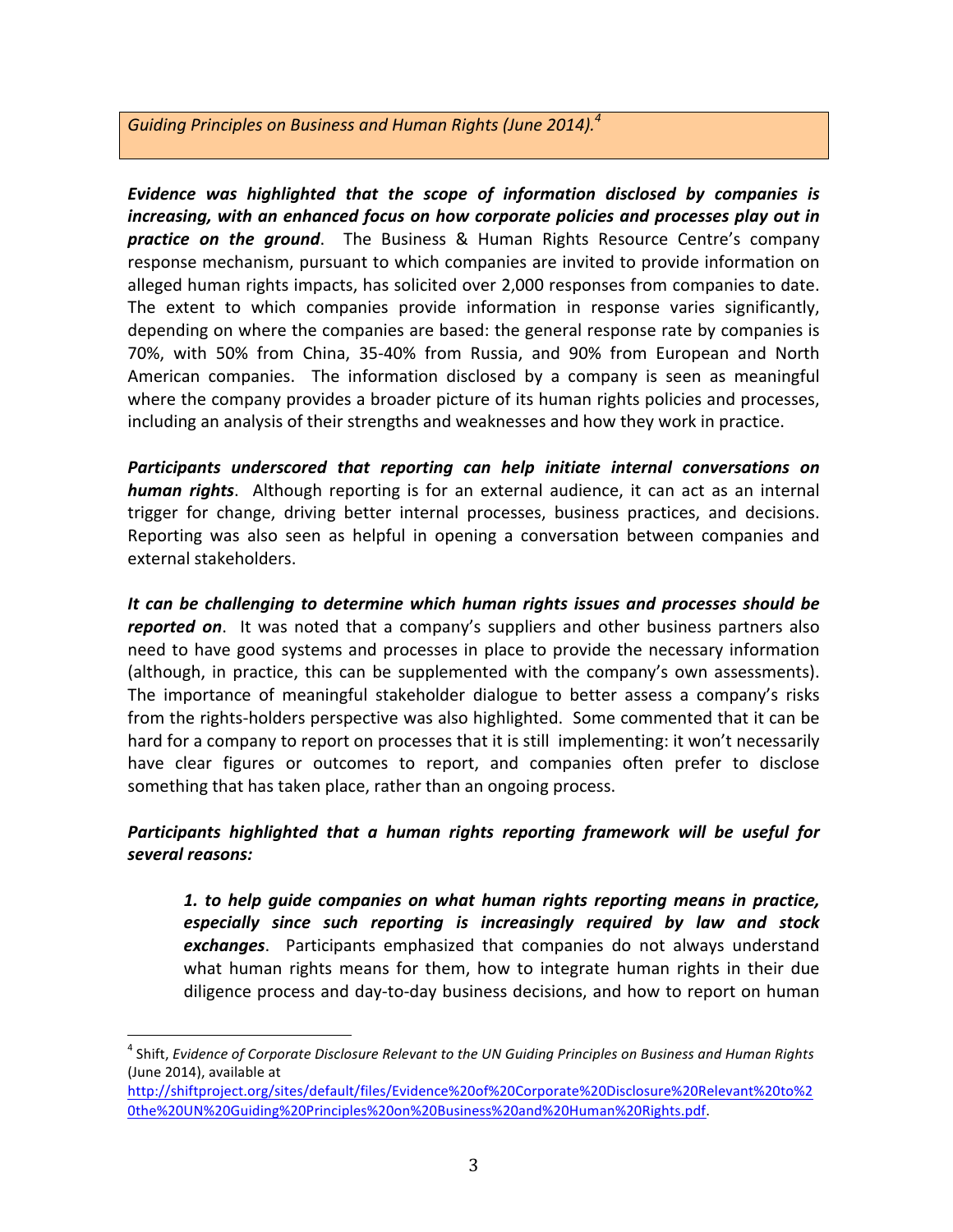*Guiding Principles on Business and Human Rights (June 2014).*[4]

***Evidence was highlighted that the scope of information disclosed by companies is increasing, with an enhanced focus on how corporate policies and processes play out in practice on the ground***. The Business & Human Rights Resource Centre's company response mechanism, pursuant to which companies are invited to provide information on alleged human rights impacts, has solicited over 2,000 responses from companies to date. The extent to which companies provide information in response varies significantly, depending on where the companies are based: the general response rate by companies is 70%, with 50% from China, 35-40% from Russia, and 90% from European and North American companies. The information disclosed by a company is seen as meaningful where the company provides a broader picture of its human rights policies and processes, including an analysis of their strengths and weaknesses and how they work in practice.

***Participants underscored that reporting can help initiate internal conversations on human rights***. Although reporting is for an external audience, it can act as an internal trigger for change, driving better internal processes, business practices, and decisions. Reporting was also seen as helpful in opening a conversation between companies and external stakeholders.

***It can be challenging to determine which human rights issues and processes should be reported on***. It was noted that a company's suppliers and other business partners also need to have good systems and processes in place to provide the necessary information (although, in practice, this can be supplemented with the company's own assessments). The importance of meaningful stakeholder dialogue to better assess a company's risks from the rights-holders perspective was also highlighted. Some commented that it can be hard for a company to report on processes that it is still implementing: it won't necessarily have clear figures or outcomes to report, and companies often prefer to disclose something that has taken place, rather than an ongoing process.

***Participants highlighted that a human rights reporting framework will be useful for several reasons:***

> ***1. to help guide companies on what human rights reporting means in practice, especially since such reporting is increasingly required by law and stock exchanges***. Participants emphasized that companies do not always understand what human rights means for them, how to integrate human rights in their due diligence process and day-to-day business decisions, and how to report on human

---

[4] Shift, *Evidence of Corporate Disclosure Relevant to the UN Guiding Principles on Business and Human Rights* (June 2014), available at http://shiftproject.org/sites/default/files/Evidence%20of%20Corporate%20Disclosure%20Relevant%20to%20the%20UN%20Guiding%20Principles%20on%20Business%20and%20Human%20Rights.pdf.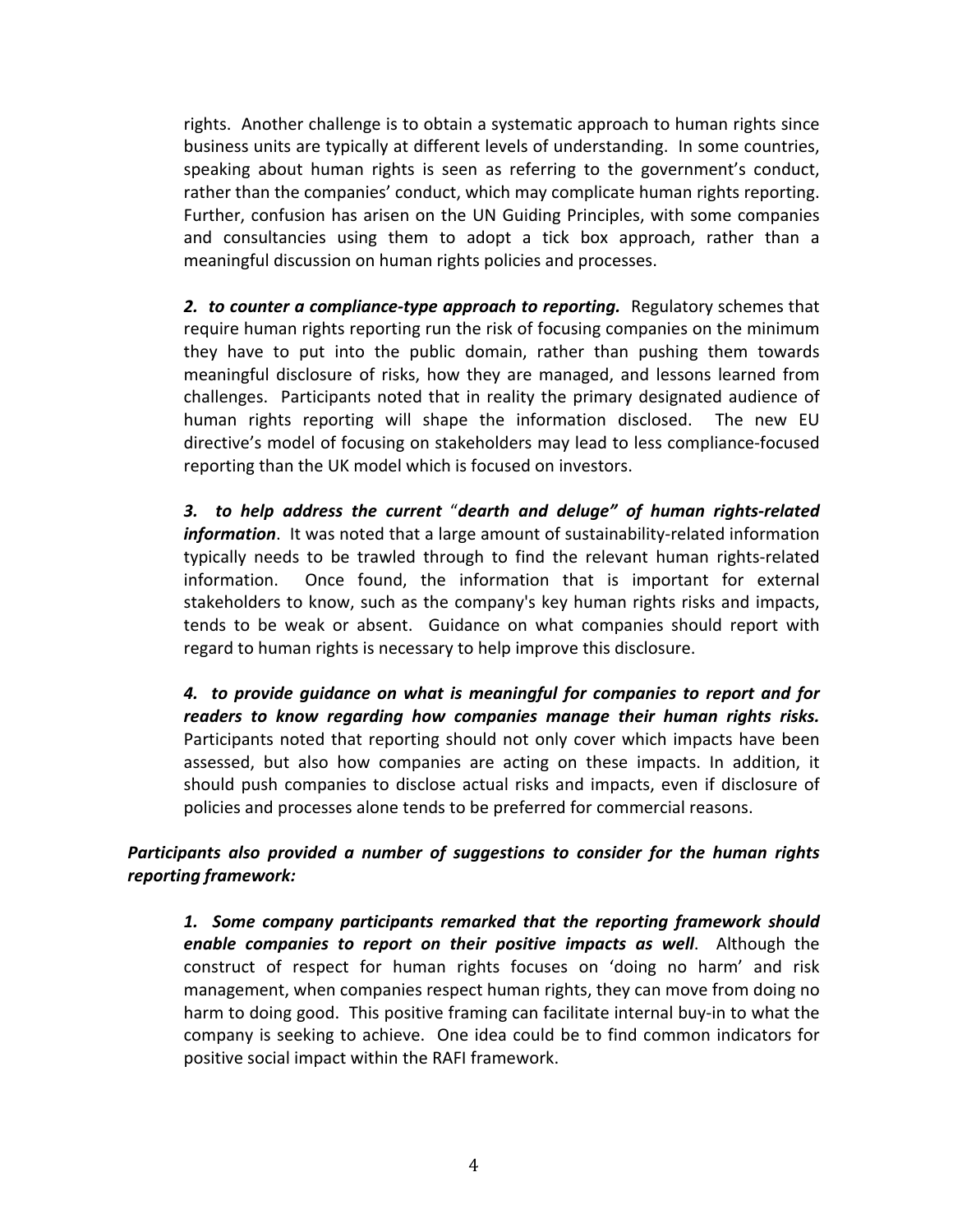rights. Another challenge is to obtain a systematic approach to human rights since business units are typically at different levels of understanding. In some countries, speaking about human rights is seen as referring to the government's conduct, rather than the companies' conduct, which may complicate human rights reporting. Further, confusion has arisen on the UN Guiding Principles, with some companies and consultancies using them to adopt a tick box approach, rather than a meaningful discussion on human rights policies and processes.

***2. to counter a compliance-type approach to reporting.*** Regulatory schemes that require human rights reporting run the risk of focusing companies on the minimum they have to put into the public domain, rather than pushing them towards meaningful disclosure of risks, how they are managed, and lessons learned from challenges. Participants noted that in reality the primary designated audience of human rights reporting will shape the information disclosed. The new EU directive's model of focusing on stakeholders may lead to less compliance-focused reporting than the UK model which is focused on investors.

***3. to help address the current "dearth and deluge" of human rights-related information***. It was noted that a large amount of sustainability-related information typically needs to be trawled through to find the relevant human rights-related information. Once found, the information that is important for external stakeholders to know, such as the company's key human rights risks and impacts, tends to be weak or absent. Guidance on what companies should report with regard to human rights is necessary to help improve this disclosure.

***4. to provide guidance on what is meaningful for companies to report and for readers to know regarding how companies manage their human rights risks.*** Participants noted that reporting should not only cover which impacts have been assessed, but also how companies are acting on these impacts. In addition, it should push companies to disclose actual risks and impacts, even if disclosure of policies and processes alone tends to be preferred for commercial reasons.

***Participants also provided a number of suggestions to consider for the human rights reporting framework:***

***1. Some company participants remarked that the reporting framework should enable companies to report on their positive impacts as well***. Although the construct of respect for human rights focuses on 'doing no harm' and risk management, when companies respect human rights, they can move from doing no harm to doing good. This positive framing can facilitate internal buy-in to what the company is seeking to achieve. One idea could be to find common indicators for positive social impact within the RAFI framework.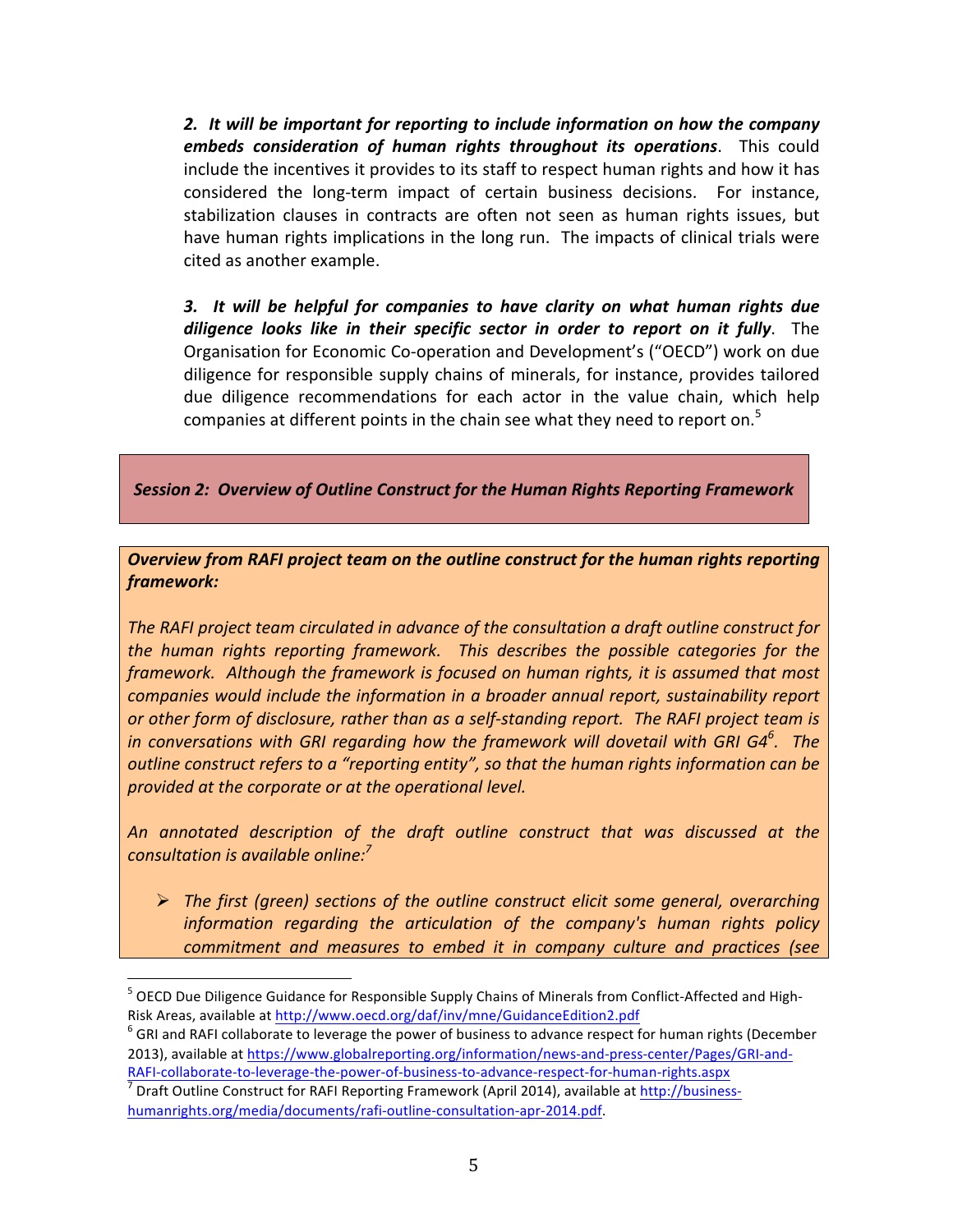*2. **It will be important for reporting to include information on how the company embeds consideration of human rights throughout its operations***. This could include the incentives it provides to its staff to respect human rights and how it has considered the long-term impact of certain business decisions. For instance, stabilization clauses in contracts are often not seen as human rights issues, but have human rights implications in the long run. The impacts of clinical trials were cited as another example.

*3. **It will be helpful for companies to have clarity on what human rights due diligence looks like in their specific sector in order to report on it fully***. The Organisation for Economic Co-operation and Development's ("OECD") work on due diligence for responsible supply chains of minerals, for instance, provides tailored due diligence recommendations for each actor in the value chain, which help companies at different points in the chain see what they need to report on.[5]

## *Session 2: Overview of Outline Construct for the Human Rights Reporting Framework*

***Overview from RAFI project team on the outline construct for the human rights reporting framework:***

*The RAFI project team circulated in advance of the consultation a draft outline construct for the human rights reporting framework. This describes the possible categories for the framework. Although the framework is focused on human rights, it is assumed that most companies would include the information in a broader annual report, sustainability report or other form of disclosure, rather than as a self-standing report. The RAFI project team is in conversations with GRI regarding how the framework will dovetail with GRI G4[6]. The outline construct refers to a "reporting entity", so that the human rights information can be provided at the corporate or at the operational level.*

*An annotated description of the draft outline construct that was discussed at the consultation is available online:[7]*

- *The first (green) sections of the outline construct elicit some general, overarching information regarding the articulation of the company's human rights policy commitment and measures to embed it in company culture and practices (see*

---

[5] OECD Due Diligence Guidance for Responsible Supply Chains of Minerals from Conflict-Affected and High-Risk Areas, available at http://www.oecd.org/daf/inv/mne/GuidanceEdition2.pdf

[6] GRI and RAFI collaborate to leverage the power of business to advance respect for human rights (December 2013), available at https://www.globalreporting.org/information/news-and-press-center/Pages/GRI-and-RAFI-collaborate-to-leverage-the-power-of-business-to-advance-respect-for-human-rights.aspx

[7] Draft Outline Construct for RAFI Reporting Framework (April 2014), available at http://business-humanrights.org/media/documents/rafi-outline-consultation-apr-2014.pdf.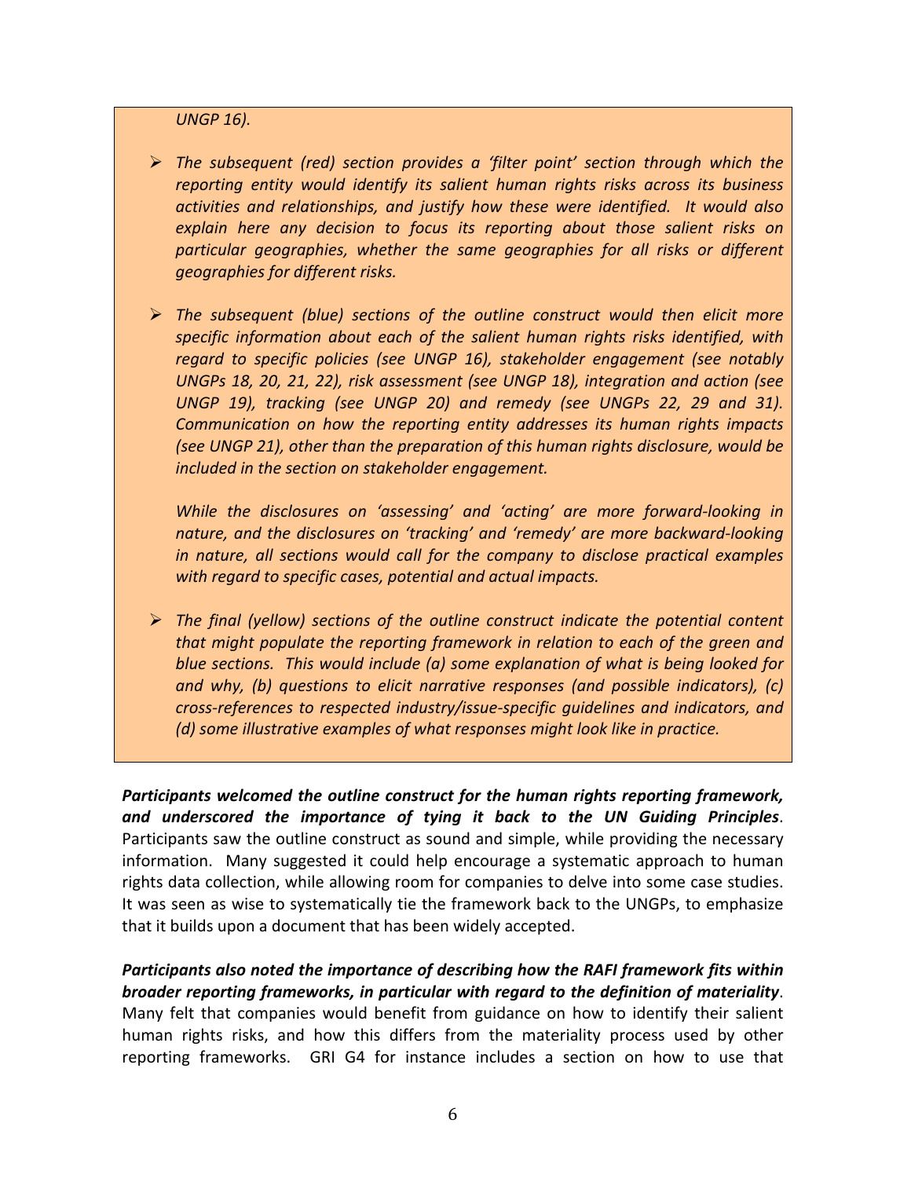*UNGP 16).*

- *The subsequent (red) section provides a 'filter point' section through which the reporting entity would identify its salient human rights risks across its business activities and relationships, and justify how these were identified. It would also explain here any decision to focus its reporting about those salient risks on particular geographies, whether the same geographies for all risks or different geographies for different risks.*

- *The subsequent (blue) sections of the outline construct would then elicit more specific information about each of the salient human rights risks identified, with regard to specific policies (see UNGP 16), stakeholder engagement (see notably UNGPs 18, 20, 21, 22), risk assessment (see UNGP 18), integration and action (see UNGP 19), tracking (see UNGP 20) and remedy (see UNGPs 22, 29 and 31). Communication on how the reporting entity addresses its human rights impacts (see UNGP 21), other than the preparation of this human rights disclosure, would be included in the section on stakeholder engagement.*

  *While the disclosures on 'assessing' and 'acting' are more forward-looking in nature, and the disclosures on 'tracking' and 'remedy' are more backward-looking in nature, all sections would call for the company to disclose practical examples with regard to specific cases, potential and actual impacts.*

- *The final (yellow) sections of the outline construct indicate the potential content that might populate the reporting framework in relation to each of the green and blue sections. This would include (a) some explanation of what is being looked for and why, (b) questions to elicit narrative responses (and possible indicators), (c) cross-references to respected industry/issue-specific guidelines and indicators, and (d) some illustrative examples of what responses might look like in practice.*

***Participants welcomed the outline construct for the human rights reporting framework, and underscored the importance of tying it back to the UN Guiding Principles***. Participants saw the outline construct as sound and simple, while providing the necessary information. Many suggested it could help encourage a systematic approach to human rights data collection, while allowing room for companies to delve into some case studies. It was seen as wise to systematically tie the framework back to the UNGPs, to emphasize that it builds upon a document that has been widely accepted.

***Participants also noted the importance of describing how the RAFI framework fits within broader reporting frameworks, in particular with regard to the definition of materiality***. Many felt that companies would benefit from guidance on how to identify their salient human rights risks, and how this differs from the materiality process used by other reporting frameworks. GRI G4 for instance includes a section on how to use that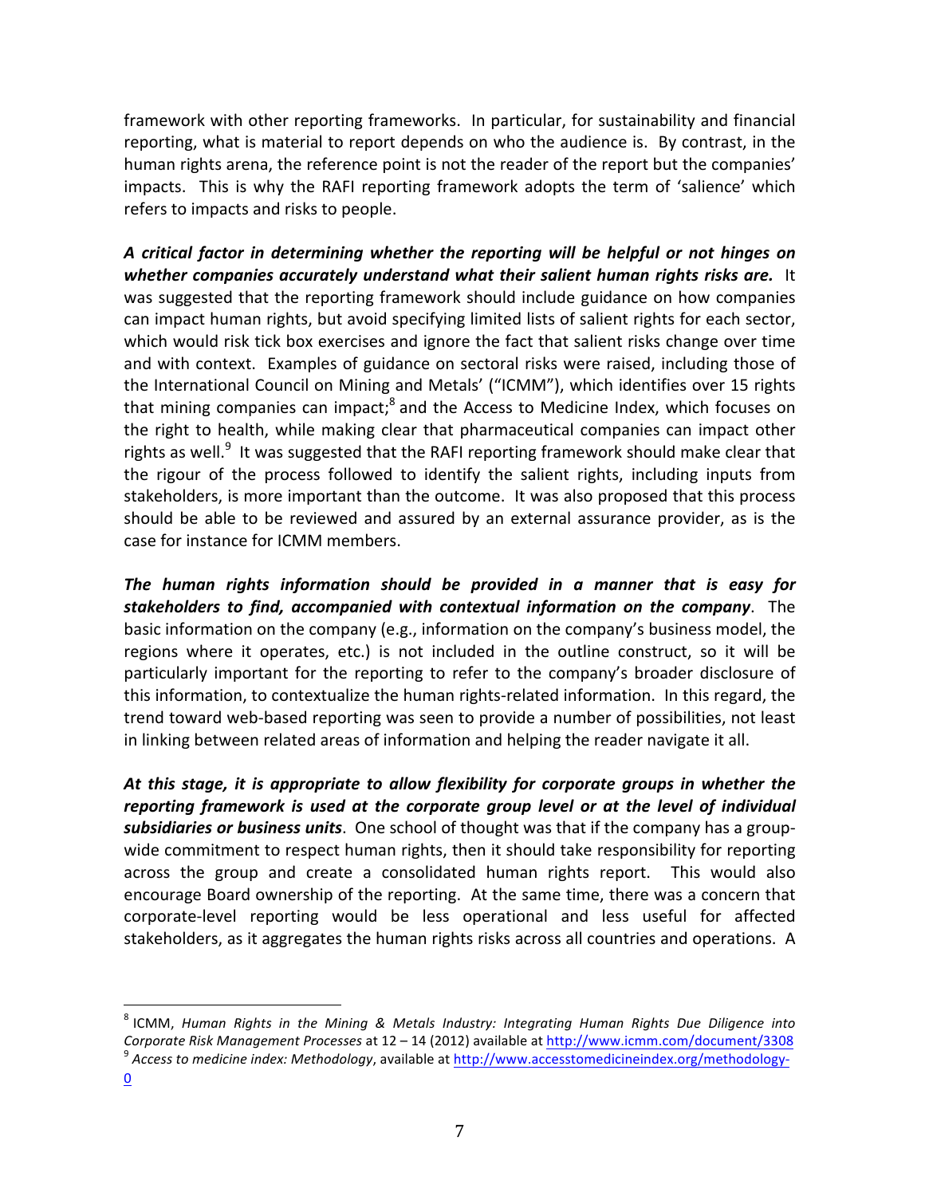framework with other reporting frameworks. In particular, for sustainability and financial reporting, what is material to report depends on who the audience is. By contrast, in the human rights arena, the reference point is not the reader of the report but the companies' impacts. This is why the RAFI reporting framework adopts the term of 'salience' which refers to impacts and risks to people.

***A critical factor in determining whether the reporting will be helpful or not hinges on whether companies accurately understand what their salient human rights risks are.*** It was suggested that the reporting framework should include guidance on how companies can impact human rights, but avoid specifying limited lists of salient rights for each sector, which would risk tick box exercises and ignore the fact that salient risks change over time and with context. Examples of guidance on sectoral risks were raised, including those of the International Council on Mining and Metals' ("ICMM"), which identifies over 15 rights that mining companies can impact;[8] and the Access to Medicine Index, which focuses on the right to health, while making clear that pharmaceutical companies can impact other rights as well.[9] It was suggested that the RAFI reporting framework should make clear that the rigour of the process followed to identify the salient rights, including inputs from stakeholders, is more important than the outcome. It was also proposed that this process should be able to be reviewed and assured by an external assurance provider, as is the case for instance for ICMM members.

***The human rights information should be provided in a manner that is easy for stakeholders to find, accompanied with contextual information on the company***. The basic information on the company (e.g., information on the company's business model, the regions where it operates, etc.) is not included in the outline construct, so it will be particularly important for the reporting to refer to the company's broader disclosure of this information, to contextualize the human rights-related information. In this regard, the trend toward web-based reporting was seen to provide a number of possibilities, not least in linking between related areas of information and helping the reader navigate it all.

***At this stage, it is appropriate to allow flexibility for corporate groups in whether the reporting framework is used at the corporate group level or at the level of individual subsidiaries or business units***. One school of thought was that if the company has a group-wide commitment to respect human rights, then it should take responsibility for reporting across the group and create a consolidated human rights report. This would also encourage Board ownership of the reporting. At the same time, there was a concern that corporate-level reporting would be less operational and less useful for affected stakeholders, as it aggregates the human rights risks across all countries and operations. A

---

[8] ICMM, *Human Rights in the Mining & Metals Industry: Integrating Human Rights Due Diligence into Corporate Risk Management Processes* at 12 – 14 (2012) available at http://www.icmm.com/document/3308

[9] *Access to medicine index: Methodology*, available at http://www.accesstomedicineindex.org/methodology-0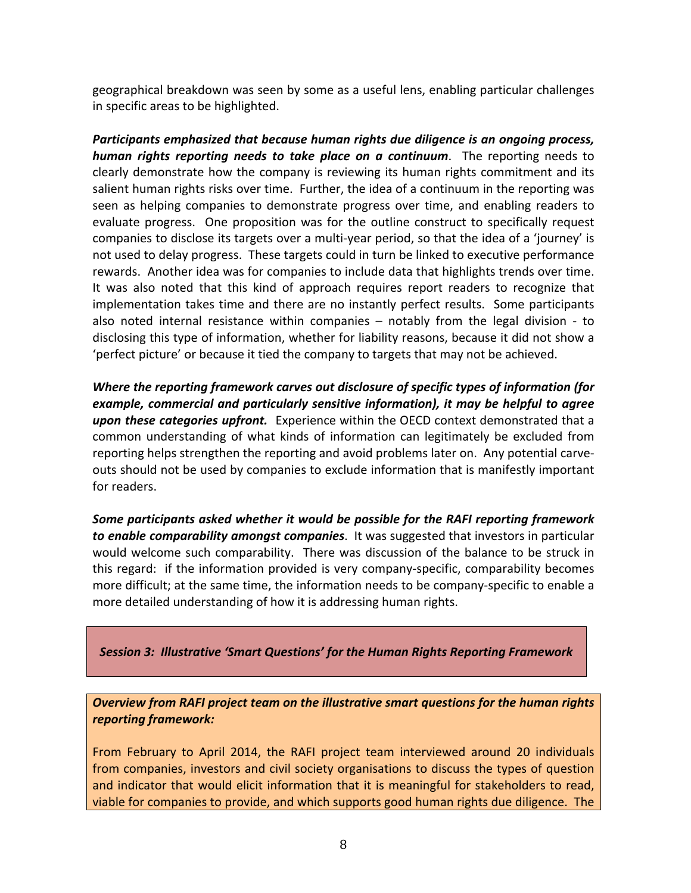geographical breakdown was seen by some as a useful lens, enabling particular challenges in specific areas to be highlighted.

***Participants emphasized that because human rights due diligence is an ongoing process, human rights reporting needs to take place on a continuum***. The reporting needs to clearly demonstrate how the company is reviewing its human rights commitment and its salient human rights risks over time. Further, the idea of a continuum in the reporting was seen as helping companies to demonstrate progress over time, and enabling readers to evaluate progress. One proposition was for the outline construct to specifically request companies to disclose its targets over a multi-year period, so that the idea of a 'journey' is not used to delay progress. These targets could in turn be linked to executive performance rewards. Another idea was for companies to include data that highlights trends over time. It was also noted that this kind of approach requires report readers to recognize that implementation takes time and there are no instantly perfect results. Some participants also noted internal resistance within companies – notably from the legal division - to disclosing this type of information, whether for liability reasons, because it did not show a 'perfect picture' or because it tied the company to targets that may not be achieved.

***Where the reporting framework carves out disclosure of specific types of information (for example, commercial and particularly sensitive information), it may be helpful to agree upon these categories upfront.*** Experience within the OECD context demonstrated that a common understanding of what kinds of information can legitimately be excluded from reporting helps strengthen the reporting and avoid problems later on. Any potential carve-outs should not be used by companies to exclude information that is manifestly important for readers.

***Some participants asked whether it would be possible for the RAFI reporting framework to enable comparability amongst companies***. It was suggested that investors in particular would welcome such comparability. There was discussion of the balance to be struck in this regard: if the information provided is very company-specific, comparability becomes more difficult; at the same time, the information needs to be company-specific to enable a more detailed understanding of how it is addressing human rights.

## *Session 3: Illustrative 'Smart Questions' for the Human Rights Reporting Framework*

***Overview from RAFI project team on the illustrative smart questions for the human rights reporting framework:***

From February to April 2014, the RAFI project team interviewed around 20 individuals from companies, investors and civil society organisations to discuss the types of question and indicator that would elicit information that it is meaningful for stakeholders to read, viable for companies to provide, and which supports good human rights due diligence. The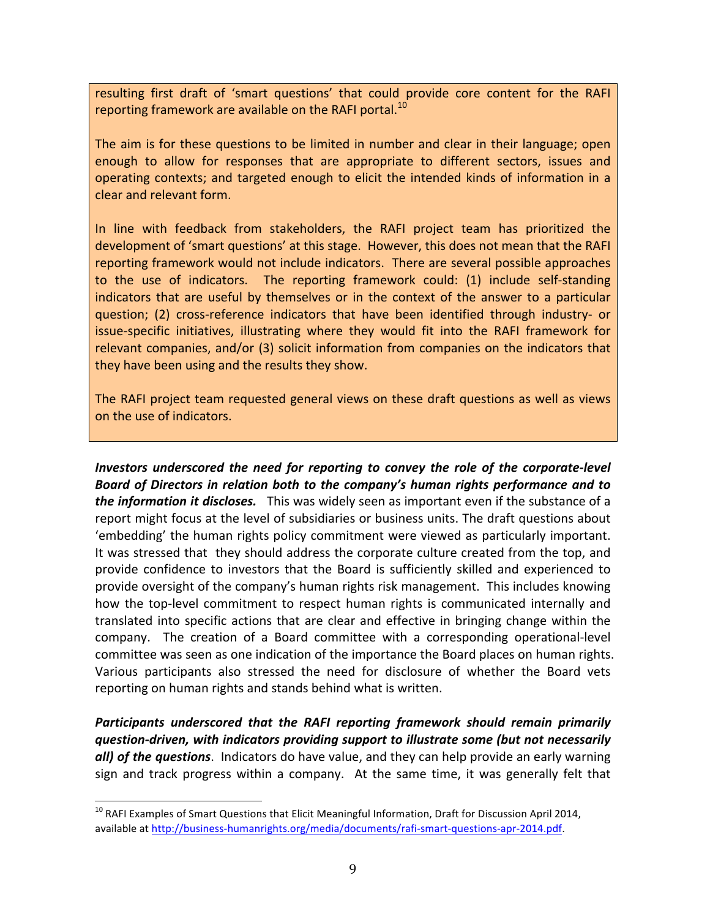resulting first draft of 'smart questions' that could provide core content for the RAFI reporting framework are available on the RAFI portal.[10]

The aim is for these questions to be limited in number and clear in their language; open enough to allow for responses that are appropriate to different sectors, issues and operating contexts; and targeted enough to elicit the intended kinds of information in a clear and relevant form.

In line with feedback from stakeholders, the RAFI project team has prioritized the development of 'smart questions' at this stage. However, this does not mean that the RAFI reporting framework would not include indicators. There are several possible approaches to the use of indicators. The reporting framework could: (1) include self-standing indicators that are useful by themselves or in the context of the answer to a particular question; (2) cross-reference indicators that have been identified through industry- or issue-specific initiatives, illustrating where they would fit into the RAFI framework for relevant companies, and/or (3) solicit information from companies on the indicators that they have been using and the results they show.

The RAFI project team requested general views on these draft questions as well as views on the use of indicators.

***Investors underscored the need for reporting to convey the role of the corporate-level Board of Directors in relation both to the company's human rights performance and to the information it discloses.*** This was widely seen as important even if the substance of a report might focus at the level of subsidiaries or business units. The draft questions about 'embedding' the human rights policy commitment were viewed as particularly important. It was stressed that they should address the corporate culture created from the top, and provide confidence to investors that the Board is sufficiently skilled and experienced to provide oversight of the company's human rights risk management. This includes knowing how the top-level commitment to respect human rights is communicated internally and translated into specific actions that are clear and effective in bringing change within the company. The creation of a Board committee with a corresponding operational-level committee was seen as one indication of the importance the Board places on human rights. Various participants also stressed the need for disclosure of whether the Board vets reporting on human rights and stands behind what is written.

***Participants underscored that the RAFI reporting framework should remain primarily question-driven, with indicators providing support to illustrate some (but not necessarily all) of the questions***. Indicators do have value, and they can help provide an early warning sign and track progress within a company. At the same time, it was generally felt that

[10] RAFI Examples of Smart Questions that Elicit Meaningful Information, Draft for Discussion April 2014, available at http://business-humanrights.org/media/documents/rafi-smart-questions-apr-2014.pdf.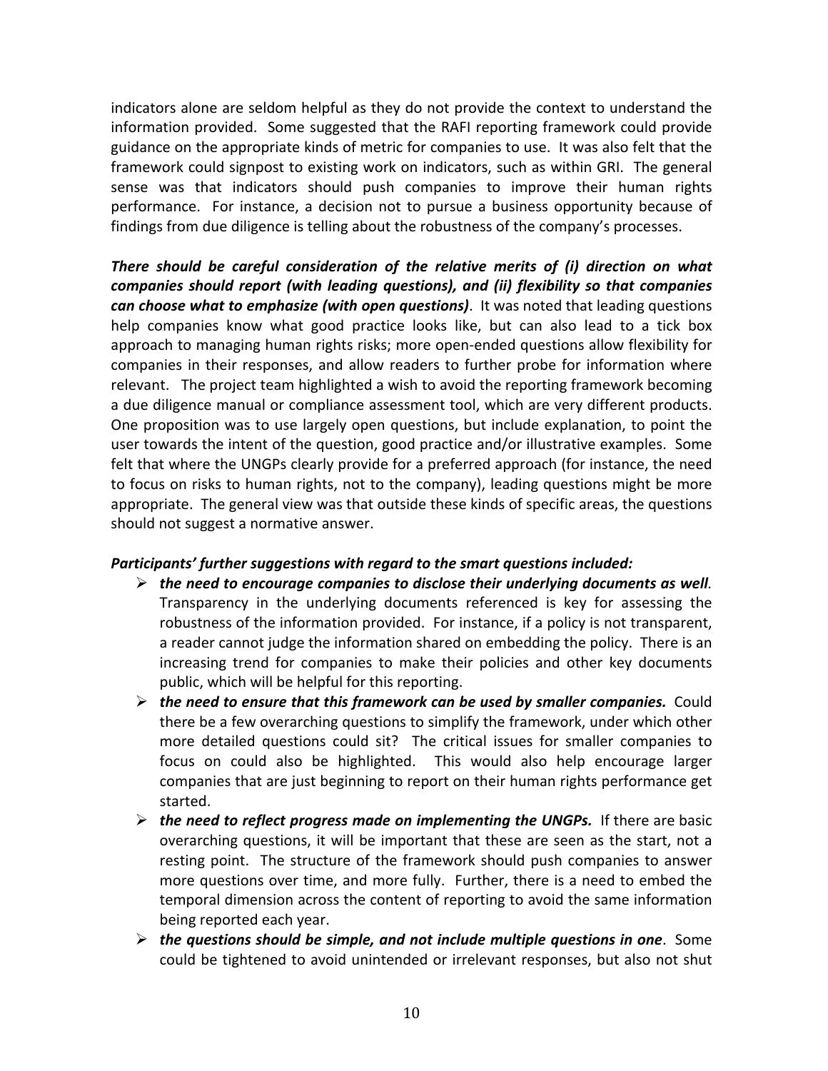indicators alone are seldom helpful as they do not provide the context to understand the information provided. Some suggested that the RAFI reporting framework could provide guidance on the appropriate kinds of metric for companies to use. It was also felt that the framework could signpost to existing work on indicators, such as within GRI. The general sense was that indicators should push companies to improve their human rights performance. For instance, a decision not to pursue a business opportunity because of findings from due diligence is telling about the robustness of the company's processes.

***There should be careful consideration of the relative merits of (i) direction on what companies should report (with leading questions), and (ii) flexibility so that companies can choose what to emphasize (with open questions)***. It was noted that leading questions help companies know what good practice looks like, but can also lead to a tick box approach to managing human rights risks; more open-ended questions allow flexibility for companies in their responses, and allow readers to further probe for information where relevant. The project team highlighted a wish to avoid the reporting framework becoming a due diligence manual or compliance assessment tool, which are very different products. One proposition was to use largely open questions, but include explanation, to point the user towards the intent of the question, good practice and/or illustrative examples. Some felt that where the UNGPs clearly provide for a preferred approach (for instance, the need to focus on risks to human rights, not to the company), leading questions might be more appropriate. The general view was that outside these kinds of specific areas, the questions should not suggest a normative answer.

***Participants' further suggestions with regard to the smart questions included:***

- ***the need to encourage companies to disclose their underlying documents as well***. Transparency in the underlying documents referenced is key for assessing the robustness of the information provided. For instance, if a policy is not transparent, a reader cannot judge the information shared on embedding the policy. There is an increasing trend for companies to make their policies and other key documents public, which will be helpful for this reporting.
- ***the need to ensure that this framework can be used by smaller companies.*** Could there be a few overarching questions to simplify the framework, under which other more detailed questions could sit? The critical issues for smaller companies to focus on could also be highlighted. This would also help encourage larger companies that are just beginning to report on their human rights performance get started.
- ***the need to reflect progress made on implementing the UNGPs.*** If there are basic overarching questions, it will be important that these are seen as the start, not a resting point. The structure of the framework should push companies to answer more questions over time, and more fully. Further, there is a need to embed the temporal dimension across the content of reporting to avoid the same information being reported each year.
- ***the questions should be simple, and not include multiple questions in one***. Some could be tightened to avoid unintended or irrelevant responses, but also not shut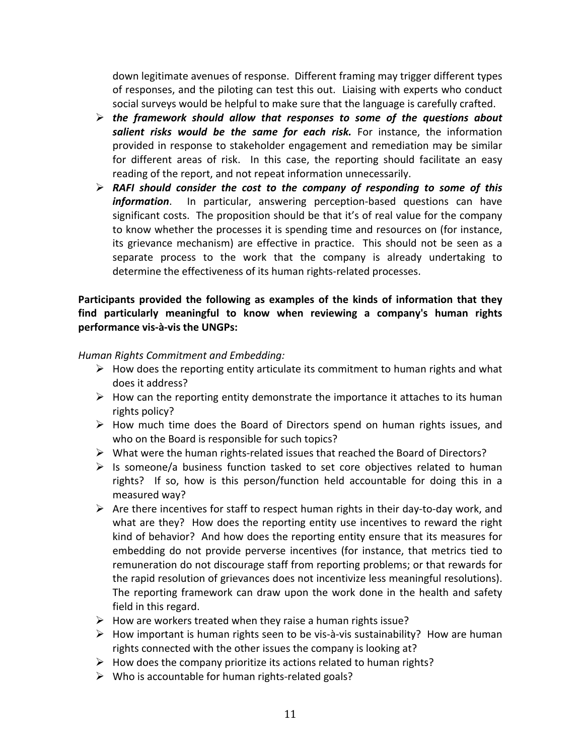down legitimate avenues of response. Different framing may trigger different types of responses, and the piloting can test this out. Liaising with experts who conduct social surveys would be helpful to make sure that the language is carefully crafted.

- ***the framework should allow that responses to some of the questions about salient risks would be the same for each risk.*** For instance, the information provided in response to stakeholder engagement and remediation may be similar for different areas of risk. In this case, the reporting should facilitate an easy reading of the report, and not repeat information unnecessarily.
- ***RAFI should consider the cost to the company of responding to some of this information***. In particular, answering perception-based questions can have significant costs. The proposition should be that it's of real value for the company to know whether the processes it is spending time and resources on (for instance, its grievance mechanism) are effective in practice. This should not be seen as a separate process to the work that the company is already undertaking to determine the effectiveness of its human rights-related processes.

**Participants provided the following as examples of the kinds of information that they find particularly meaningful to know when reviewing a company's human rights performance vis-à-vis the UNGPs:**

*Human Rights Commitment and Embedding:*

- How does the reporting entity articulate its commitment to human rights and what does it address?
- How can the reporting entity demonstrate the importance it attaches to its human rights policy?
- How much time does the Board of Directors spend on human rights issues, and who on the Board is responsible for such topics?
- What were the human rights-related issues that reached the Board of Directors?
- Is someone/a business function tasked to set core objectives related to human rights? If so, how is this person/function held accountable for doing this in a measured way?
- Are there incentives for staff to respect human rights in their day-to-day work, and what are they? How does the reporting entity use incentives to reward the right kind of behavior? And how does the reporting entity ensure that its measures for embedding do not provide perverse incentives (for instance, that metrics tied to remuneration do not discourage staff from reporting problems; or that rewards for the rapid resolution of grievances does not incentivize less meaningful resolutions). The reporting framework can draw upon the work done in the health and safety field in this regard.
- How are workers treated when they raise a human rights issue?
- How important is human rights seen to be vis-à-vis sustainability? How are human rights connected with the other issues the company is looking at?
- How does the company prioritize its actions related to human rights?
- Who is accountable for human rights-related goals?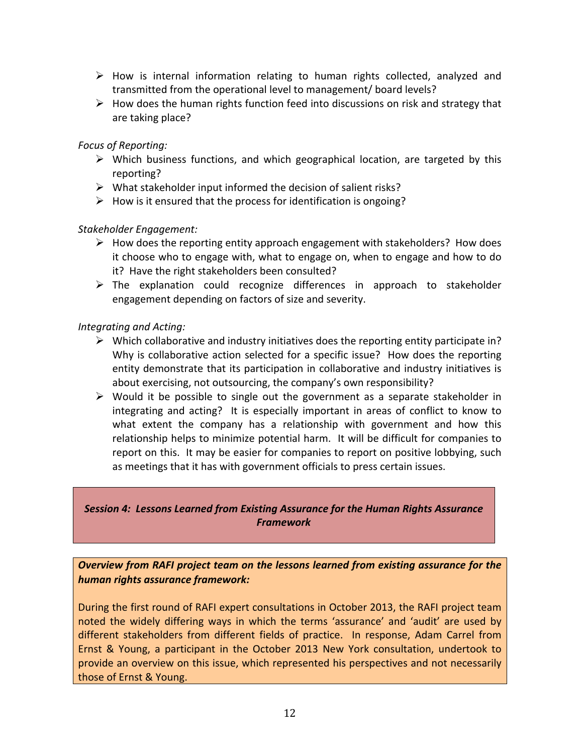- How is internal information relating to human rights collected, analyzed and transmitted from the operational level to management/ board levels?
- How does the human rights function feed into discussions on risk and strategy that are taking place?

*Focus of Reporting:*

- Which business functions, and which geographical location, are targeted by this reporting?
- What stakeholder input informed the decision of salient risks?
- How is it ensured that the process for identification is ongoing?

*Stakeholder Engagement:*

- How does the reporting entity approach engagement with stakeholders? How does it choose who to engage with, what to engage on, when to engage and how to do it? Have the right stakeholders been consulted?
- The explanation could recognize differences in approach to stakeholder engagement depending on factors of size and severity.

*Integrating and Acting:*

- Which collaborative and industry initiatives does the reporting entity participate in? Why is collaborative action selected for a specific issue? How does the reporting entity demonstrate that its participation in collaborative and industry initiatives is about exercising, not outsourcing, the company's own responsibility?
- Would it be possible to single out the government as a separate stakeholder in integrating and acting? It is especially important in areas of conflict to know to what extent the company has a relationship with government and how this relationship helps to minimize potential harm. It will be difficult for companies to report on this. It may be easier for companies to report on positive lobbying, such as meetings that it has with government officials to press certain issues.

## ***Session 4: Lessons Learned from Existing Assurance for the Human Rights Assurance Framework***

***Overview from RAFI project team on the lessons learned from existing assurance for the human rights assurance framework:***

During the first round of RAFI expert consultations in October 2013, the RAFI project team noted the widely differing ways in which the terms 'assurance' and 'audit' are used by different stakeholders from different fields of practice. In response, Adam Carrel from Ernst & Young, a participant in the October 2013 New York consultation, undertook to provide an overview on this issue, which represented his perspectives and not necessarily those of Ernst & Young.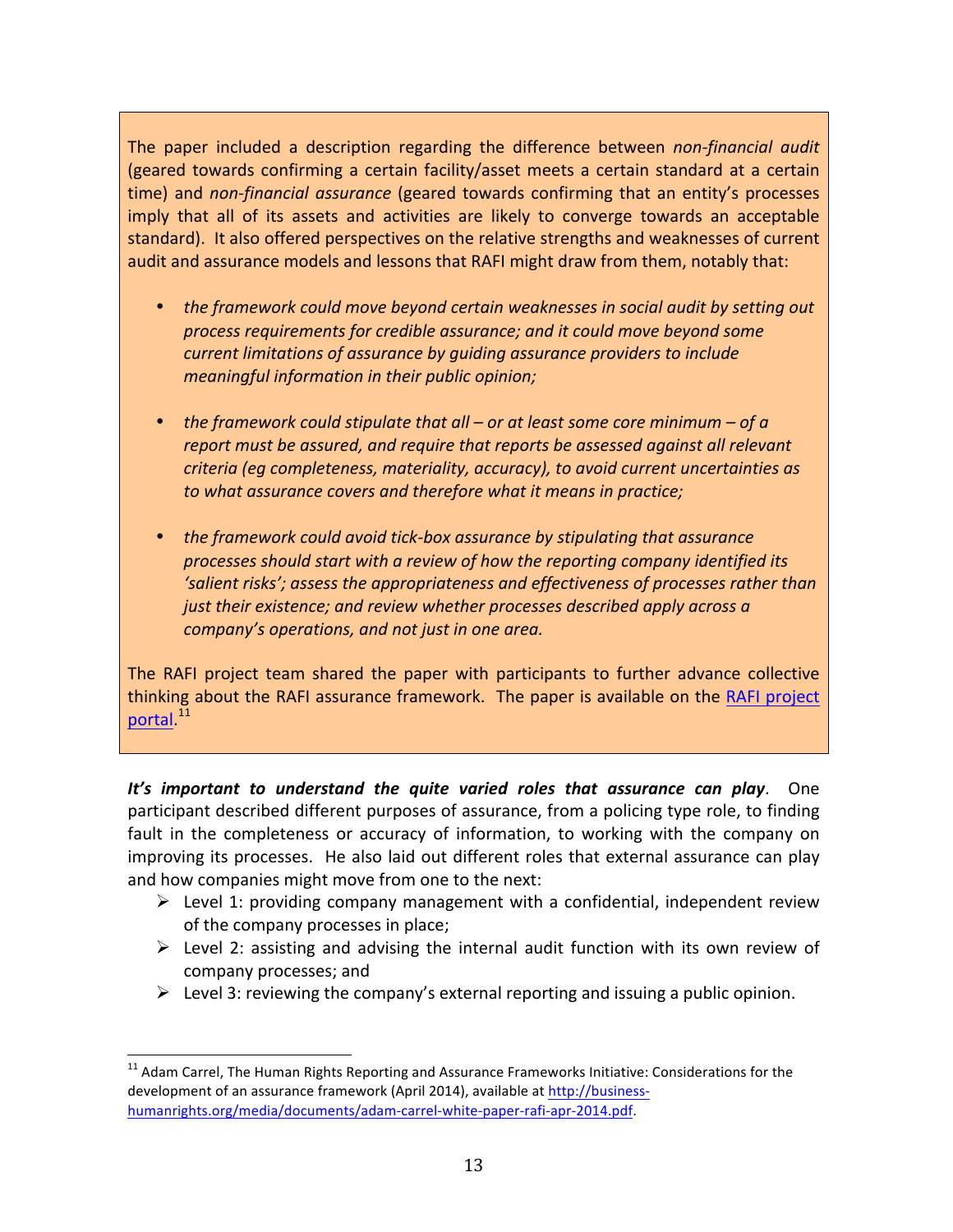The paper included a description regarding the difference between *non-financial audit* (geared towards confirming a certain facility/asset meets a certain standard at a certain time) and *non-financial assurance* (geared towards confirming that an entity's processes imply that all of its assets and activities are likely to converge towards an acceptable standard). It also offered perspectives on the relative strengths and weaknesses of current audit and assurance models and lessons that RAFI might draw from them, notably that:

- *the framework could move beyond certain weaknesses in social audit by setting out process requirements for credible assurance; and it could move beyond some current limitations of assurance by guiding assurance providers to include meaningful information in their public opinion;*

- *the framework could stipulate that all – or at least some core minimum – of a report must be assured, and require that reports be assessed against all relevant criteria (eg completeness, materiality, accuracy), to avoid current uncertainties as to what assurance covers and therefore what it means in practice;*

- *the framework could avoid tick-box assurance by stipulating that assurance processes should start with a review of how the reporting company identified its 'salient risks'; assess the appropriateness and effectiveness of processes rather than just their existence; and review whether processes described apply across a company's operations, and not just in one area.*

The RAFI project team shared the paper with participants to further advance collective thinking about the RAFI assurance framework. The paper is available on the RAFI project portal.[11]

***It's important to understand the quite varied roles that assurance can play***. One participant described different purposes of assurance, from a policing type role, to finding fault in the completeness or accuracy of information, to working with the company on improving its processes. He also laid out different roles that external assurance can play and how companies might move from one to the next:

- Level 1: providing company management with a confidential, independent review of the company processes in place;
- Level 2: assisting and advising the internal audit function with its own review of company processes; and
- Level 3: reviewing the company's external reporting and issuing a public opinion.

[11] Adam Carrel, The Human Rights Reporting and Assurance Frameworks Initiative: Considerations for the development of an assurance framework (April 2014), available at http://business-humanrights.org/media/documents/adam-carrel-white-paper-rafi-apr-2014.pdf.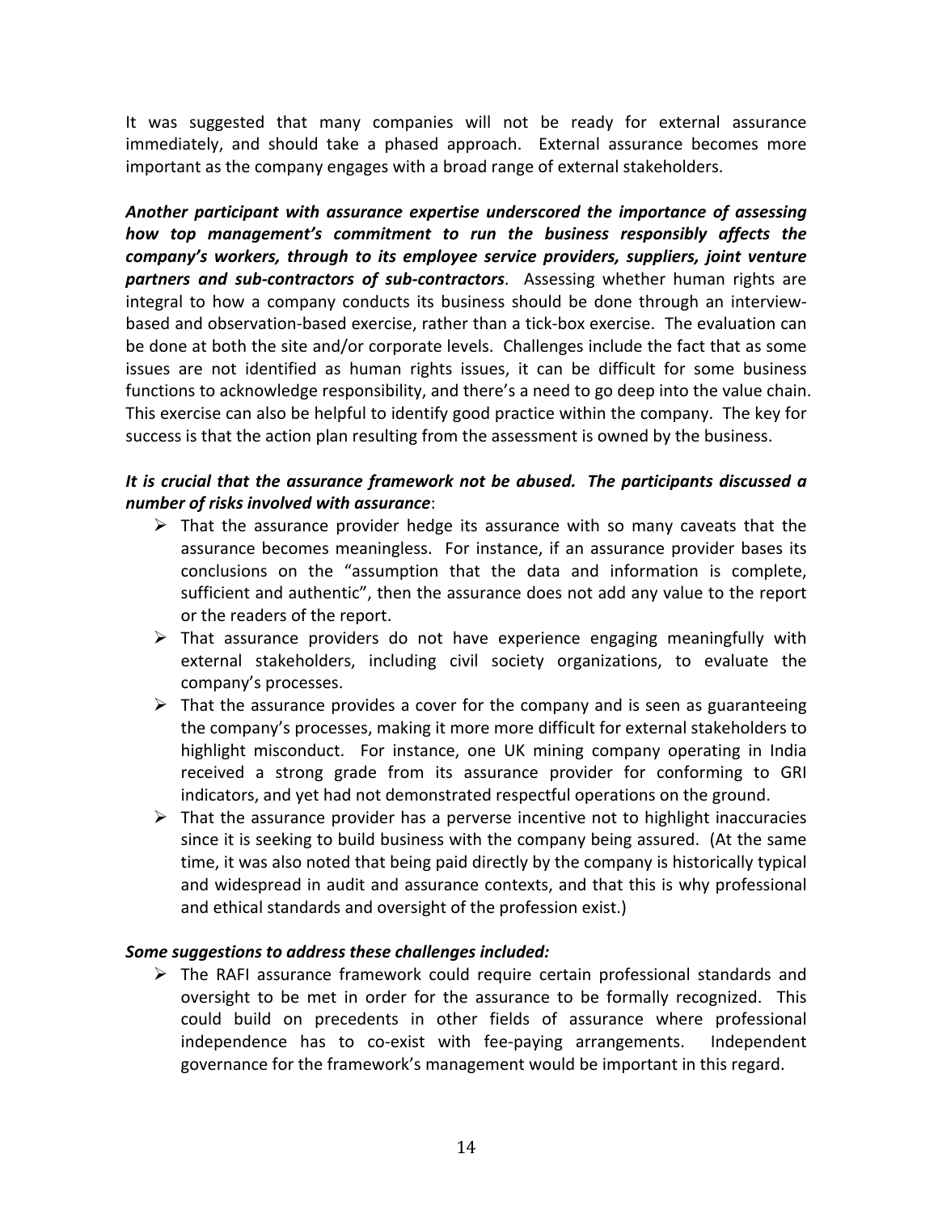It was suggested that many companies will not be ready for external assurance immediately, and should take a phased approach. External assurance becomes more important as the company engages with a broad range of external stakeholders.

***Another participant with assurance expertise underscored the importance of assessing how top management's commitment to run the business responsibly affects the company's workers, through to its employee service providers, suppliers, joint venture partners and sub-contractors of sub-contractors***. Assessing whether human rights are integral to how a company conducts its business should be done through an interview-based and observation-based exercise, rather than a tick-box exercise. The evaluation can be done at both the site and/or corporate levels. Challenges include the fact that as some issues are not identified as human rights issues, it can be difficult for some business functions to acknowledge responsibility, and there's a need to go deep into the value chain. This exercise can also be helpful to identify good practice within the company. The key for success is that the action plan resulting from the assessment is owned by the business.

***It is crucial that the assurance framework not be abused. The participants discussed a number of risks involved with assurance***:

- That the assurance provider hedge its assurance with so many caveats that the assurance becomes meaningless. For instance, if an assurance provider bases its conclusions on the "assumption that the data and information is complete, sufficient and authentic", then the assurance does not add any value to the report or the readers of the report.
- That assurance providers do not have experience engaging meaningfully with external stakeholders, including civil society organizations, to evaluate the company's processes.
- That the assurance provides a cover for the company and is seen as guaranteeing the company's processes, making it more more difficult for external stakeholders to highlight misconduct. For instance, one UK mining company operating in India received a strong grade from its assurance provider for conforming to GRI indicators, and yet had not demonstrated respectful operations on the ground.
- That the assurance provider has a perverse incentive not to highlight inaccuracies since it is seeking to build business with the company being assured. (At the same time, it was also noted that being paid directly by the company is historically typical and widespread in audit and assurance contexts, and that this is why professional and ethical standards and oversight of the profession exist.)

***Some suggestions to address these challenges included:***

- The RAFI assurance framework could require certain professional standards and oversight to be met in order for the assurance to be formally recognized. This could build on precedents in other fields of assurance where professional independence has to co-exist with fee-paying arrangements. Independent governance for the framework's management would be important in this regard.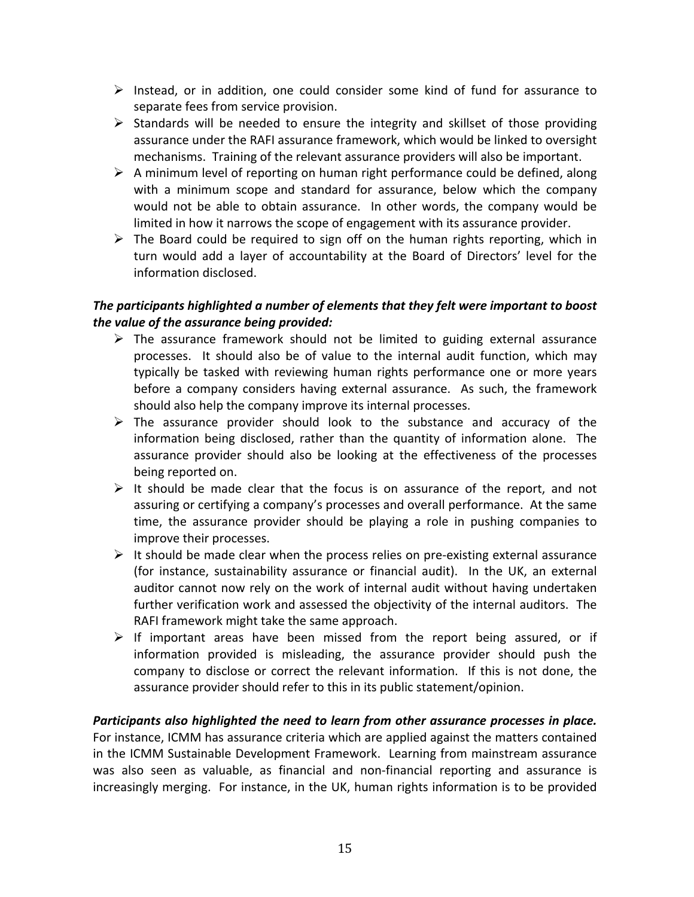- Instead, or in addition, one could consider some kind of fund for assurance to separate fees from service provision.
- Standards will be needed to ensure the integrity and skillset of those providing assurance under the RAFI assurance framework, which would be linked to oversight mechanisms. Training of the relevant assurance providers will also be important.
- A minimum level of reporting on human right performance could be defined, along with a minimum scope and standard for assurance, below which the company would not be able to obtain assurance. In other words, the company would be limited in how it narrows the scope of engagement with its assurance provider.
- The Board could be required to sign off on the human rights reporting, which in turn would add a layer of accountability at the Board of Directors' level for the information disclosed.

***The participants highlighted a number of elements that they felt were important to boost the value of the assurance being provided:***

- The assurance framework should not be limited to guiding external assurance processes. It should also be of value to the internal audit function, which may typically be tasked with reviewing human rights performance one or more years before a company considers having external assurance. As such, the framework should also help the company improve its internal processes.
- The assurance provider should look to the substance and accuracy of the information being disclosed, rather than the quantity of information alone. The assurance provider should also be looking at the effectiveness of the processes being reported on.
- It should be made clear that the focus is on assurance of the report, and not assuring or certifying a company's processes and overall performance. At the same time, the assurance provider should be playing a role in pushing companies to improve their processes.
- It should be made clear when the process relies on pre-existing external assurance (for instance, sustainability assurance or financial audit). In the UK, an external auditor cannot now rely on the work of internal audit without having undertaken further verification work and assessed the objectivity of the internal auditors. The RAFI framework might take the same approach.
- If important areas have been missed from the report being assured, or if information provided is misleading, the assurance provider should push the company to disclose or correct the relevant information. If this is not done, the assurance provider should refer to this in its public statement/opinion.

***Participants also highlighted the need to learn from other assurance processes in place.*** For instance, ICMM has assurance criteria which are applied against the matters contained in the ICMM Sustainable Development Framework. Learning from mainstream assurance was also seen as valuable, as financial and non-financial reporting and assurance is increasingly merging. For instance, in the UK, human rights information is to be provided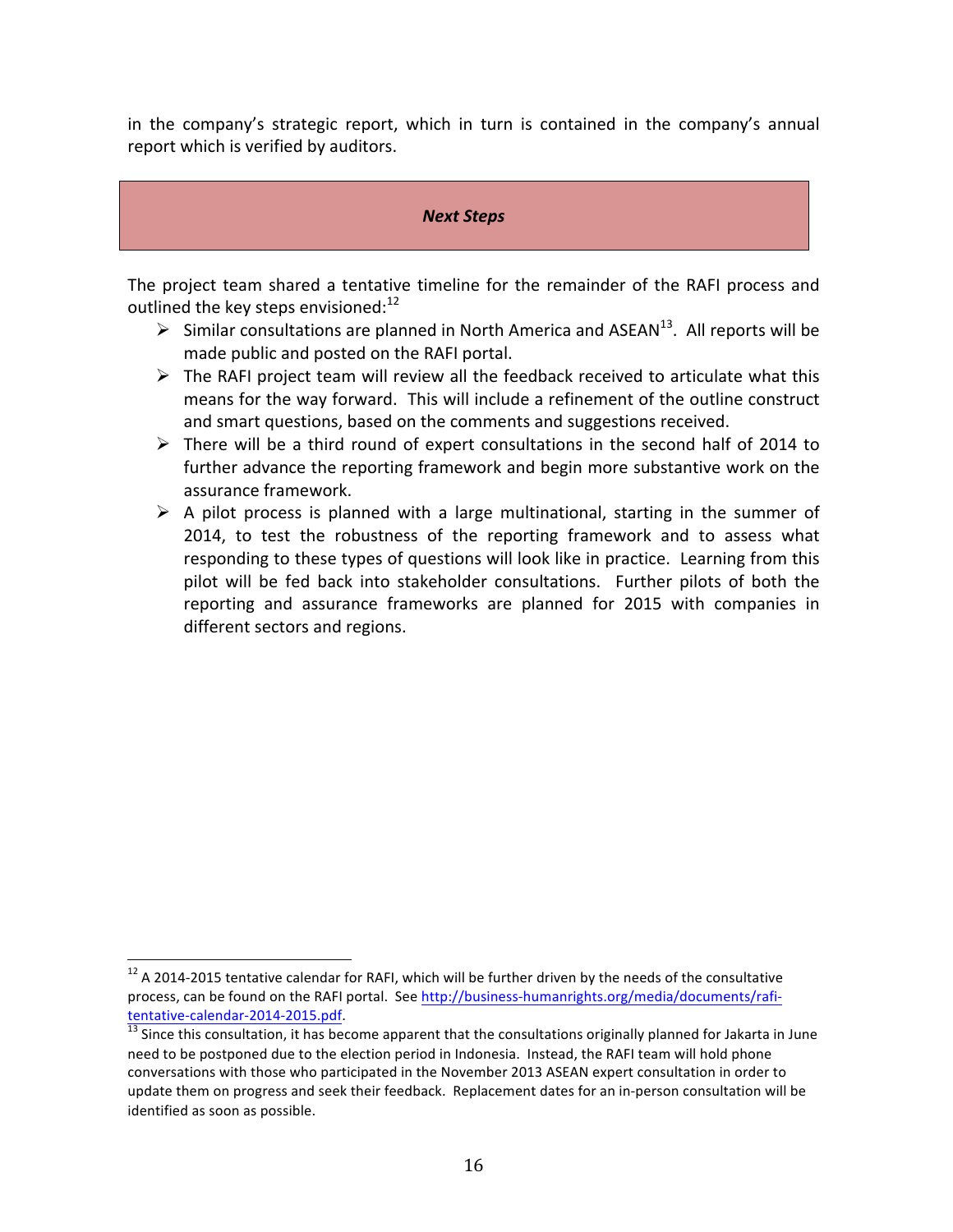in the company's strategic report, which in turn is contained in the company's annual report which is verified by auditors.

## ***Next Steps***

The project team shared a tentative timeline for the remainder of the RAFI process and outlined the key steps envisioned:[12]

- Similar consultations are planned in North America and ASEAN[13]. All reports will be made public and posted on the RAFI portal.
- The RAFI project team will review all the feedback received to articulate what this means for the way forward. This will include a refinement of the outline construct and smart questions, based on the comments and suggestions received.
- There will be a third round of expert consultations in the second half of 2014 to further advance the reporting framework and begin more substantive work on the assurance framework.
- A pilot process is planned with a large multinational, starting in the summer of 2014, to test the robustness of the reporting framework and to assess what responding to these types of questions will look like in practice. Learning from this pilot will be fed back into stakeholder consultations. Further pilots of both the reporting and assurance frameworks are planned for 2015 with companies in different sectors and regions.

---

[12] A 2014-2015 tentative calendar for RAFI, which will be further driven by the needs of the consultative process, can be found on the RAFI portal. See http://business-humanrights.org/media/documents/rafi-tentative-calendar-2014-2015.pdf.

[13] Since this consultation, it has become apparent that the consultations originally planned for Jakarta in June need to be postponed due to the election period in Indonesia. Instead, the RAFI team will hold phone conversations with those who participated in the November 2013 ASEAN expert consultation in order to update them on progress and seek their feedback. Replacement dates for an in-person consultation will be identified as soon as possible.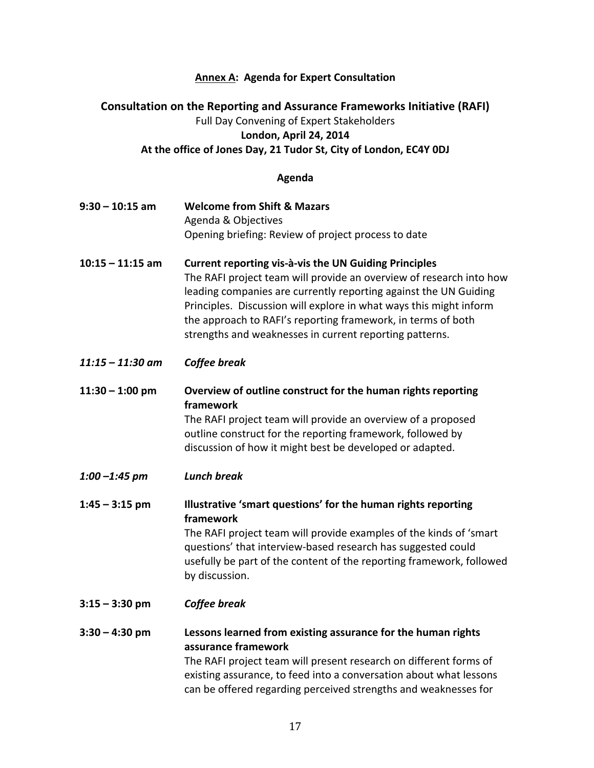**Annex A: Agenda for Expert Consultation**

## Consultation on the Reporting and Assurance Frameworks Initiative (RAFI)

Full Day Convening of Expert Stakeholders

**London, April 24, 2014**

**At the office of Jones Day, 21 Tudor St, City of London, EC4Y 0DJ**

### Agenda

**9:30 – 10:15 am** — **Welcome from Shift & Mazars**
Agenda & Objectives
Opening briefing: Review of project process to date

**10:15 – 11:15 am** — **Current reporting vis-à-vis the UN Guiding Principles**
The RAFI project team will provide an overview of research into how leading companies are currently reporting against the UN Guiding Principles. Discussion will explore in what ways this might inform the approach to RAFI's reporting framework, in terms of both strengths and weaknesses in current reporting patterns.

***11:15 – 11:30 am*** — ***Coffee break***

**11:30 – 1:00 pm** — **Overview of outline construct for the human rights reporting framework**
The RAFI project team will provide an overview of a proposed outline construct for the reporting framework, followed by discussion of how it might best be developed or adapted.

***1:00 –1:45 pm*** — ***Lunch break***

**1:45 – 3:15 pm** — **Illustrative 'smart questions' for the human rights reporting framework**
The RAFI project team will provide examples of the kinds of 'smart questions' that interview-based research has suggested could usefully be part of the content of the reporting framework, followed by discussion.

**3:15 – 3:30 pm** — ***Coffee break***

**3:30 – 4:30 pm** — **Lessons learned from existing assurance for the human rights assurance framework**
The RAFI project team will present research on different forms of existing assurance, to feed into a conversation about what lessons can be offered regarding perceived strengths and weaknesses for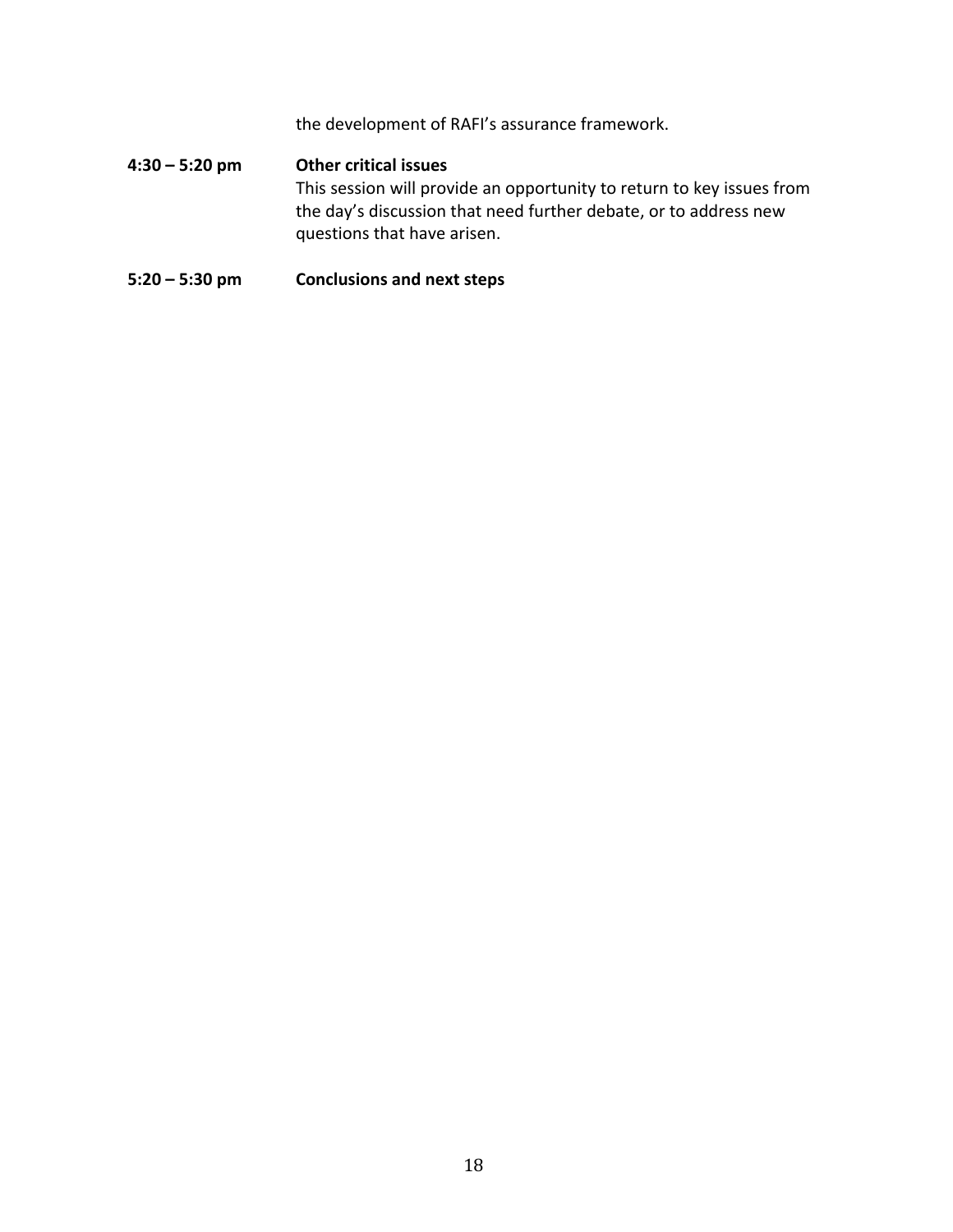the development of RAFI's assurance framework.

**4:30 – 5:20 pm** **Other critical issues**
This session will provide an opportunity to return to key issues from the day's discussion that need further debate, or to address new questions that have arisen.

**5:20 – 5:30 pm** **Conclusions and next steps**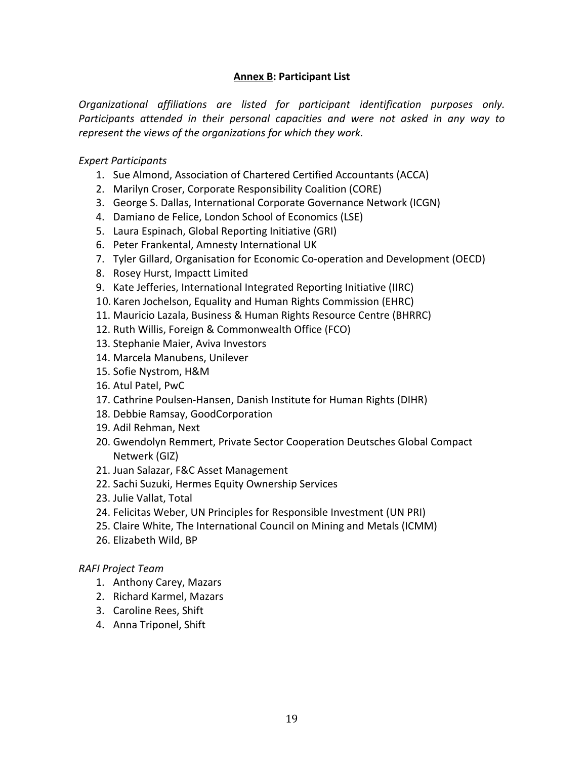## <u>Annex B</u>: Participant List

*Organizational affiliations are listed for participant identification purposes only. Participants attended in their personal capacities and were not asked in any way to represent the views of the organizations for which they work.*

*Expert Participants*

1. Sue Almond, Association of Chartered Certified Accountants (ACCA)
2. Marilyn Croser, Corporate Responsibility Coalition (CORE)
3. George S. Dallas, International Corporate Governance Network (ICGN)
4. Damiano de Felice, London School of Economics (LSE)
5. Laura Espinach, Global Reporting Initiative (GRI)
6. Peter Frankental, Amnesty International UK
7. Tyler Gillard, Organisation for Economic Co-operation and Development (OECD)
8. Rosey Hurst, Impactt Limited
9. Kate Jefferies, International Integrated Reporting Initiative (IIRC)
10. Karen Jochelson, Equality and Human Rights Commission (EHRC)
11. Mauricio Lazala, Business & Human Rights Resource Centre (BHRRC)
12. Ruth Willis, Foreign & Commonwealth Office (FCO)
13. Stephanie Maier, Aviva Investors
14. Marcela Manubens, Unilever
15. Sofie Nystrom, H&M
16. Atul Patel, PwC
17. Cathrine Poulsen-Hansen, Danish Institute for Human Rights (DIHR)
18. Debbie Ramsay, GoodCorporation
19. Adil Rehman, Next
20. Gwendolyn Remmert, Private Sector Cooperation Deutsches Global Compact Netwerk (GIZ)
21. Juan Salazar, F&C Asset Management
22. Sachi Suzuki, Hermes Equity Ownership Services
23. Julie Vallat, Total
24. Felicitas Weber, UN Principles for Responsible Investment (UN PRI)
25. Claire White, The International Council on Mining and Metals (ICMM)
26. Elizabeth Wild, BP

*RAFI Project Team*

1. Anthony Carey, Mazars
2. Richard Karmel, Mazars
3. Caroline Rees, Shift
4. Anna Triponel, Shift